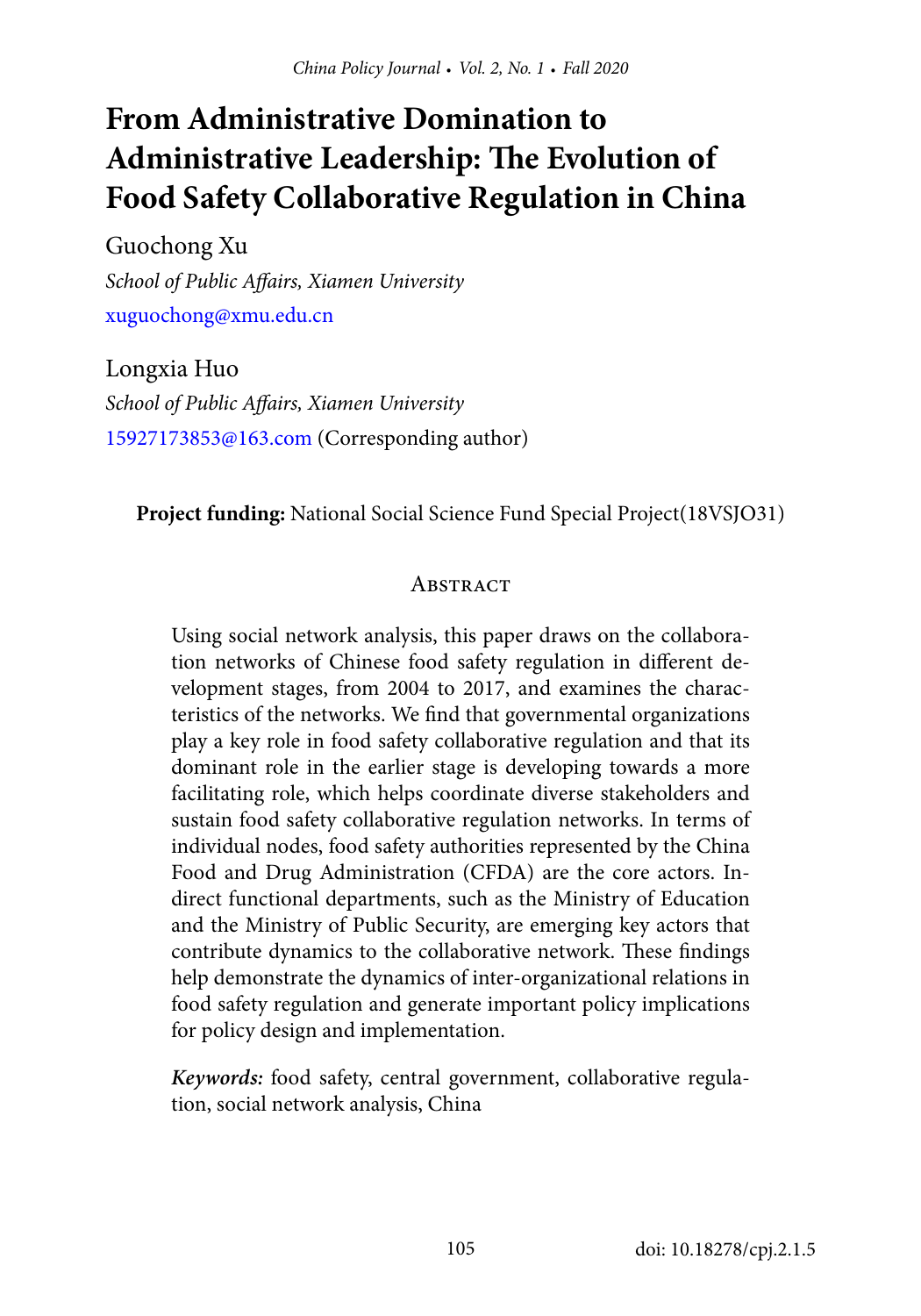# From Administrative Domination to Administrative Leadership: The Evolution of Food Safety Collaborative Regulation in China

Guochong Xu

*School of Public Affairs, Xiamen University*

xuguochong@xmu.edu.cn

Longxia Huo

*School of Public Affairs, Xiamen University*

15927173853@163.com (Corresponding author)

**Project funding:** National Social Science Fund Special Project(18VSJO31)

## Abstract

Using social network analysis, this paper draws on the collaboration networks of Chinese food safety regulation in different development stages, from 2004 to 2017, and examines the characteristics of the networks. We find that governmental organizations play a key role in food safety collaborative regulation and that its dominant role in the earlier stage is developing towards a more facilitating role, which helps coordinate diverse stakeholders and sustain food safety collaborative regulation networks. In terms of individual nodes, food safety authorities represented by the China Food and Drug Administration (CFDA) are the core actors. Indirect functional departments, such as the Ministry of Education and the Ministry of Public Security, are emerging key actors that contribute dynamics to the collaborative network. These findings help demonstrate the dynamics of inter-organizational relations in food safety regulation and generate important policy implications for policy design and implementation.

***Keywords:*** food safety, central government, collaborative regulation, social network analysis, China

doi: 10.18278/cpj.2.1.5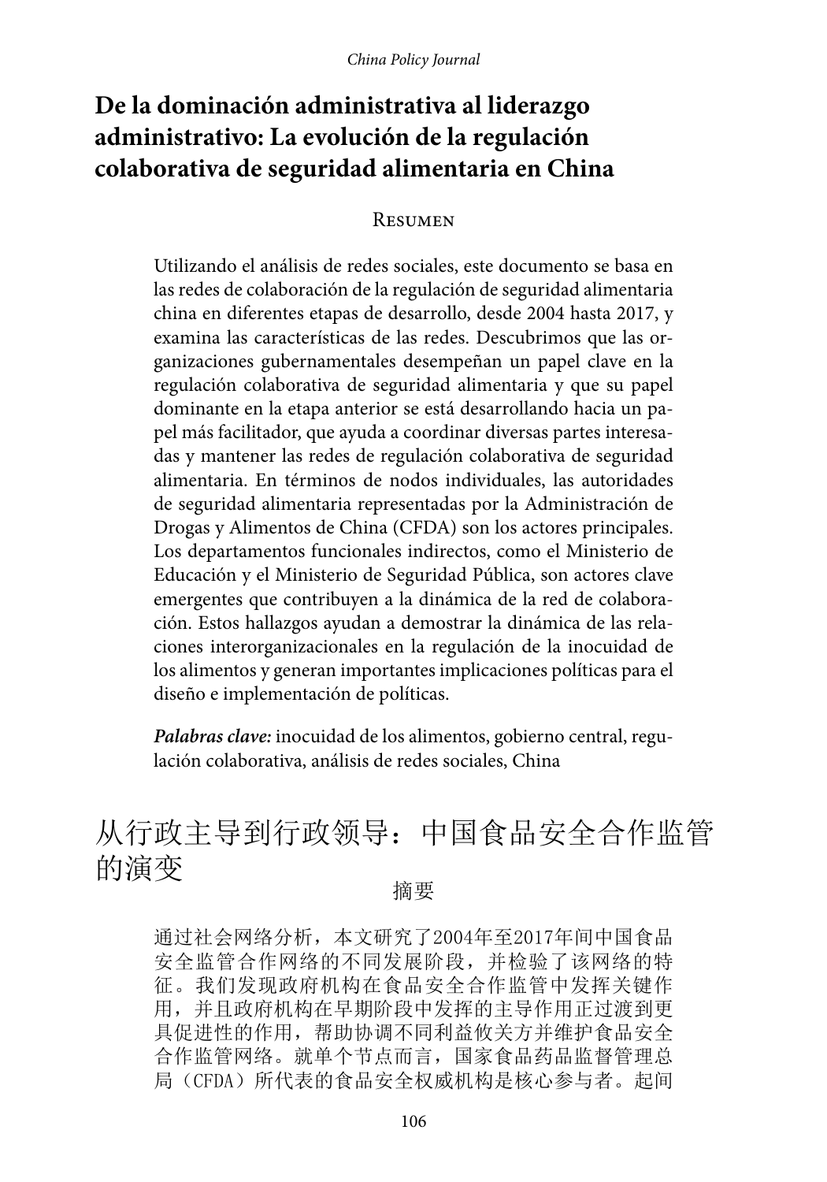# De la dominación administrativa al liderazgo administrativo: La evolución de la regulación colaborativa de seguridad alimentaria en China

## Resumen

Utilizando el análisis de redes sociales, este documento se basa en las redes de colaboración de la regulación de seguridad alimentaria china en diferentes etapas de desarrollo, desde 2004 hasta 2017, y examina las características de las redes. Descubrimos que las organizaciones gubernamentales desempeñan un papel clave en la regulación colaborativa de seguridad alimentaria y que su papel dominante en la etapa anterior se está desarrollando hacia un papel más facilitador, que ayuda a coordinar diversas partes interesadas y mantener las redes de regulación colaborativa de seguridad alimentaria. En términos de nodos individuales, las autoridades de seguridad alimentaria representadas por la Administración de Drogas y Alimentos de China (CFDA) son los actores principales. Los departamentos funcionales indirectos, como el Ministerio de Educación y el Ministerio de Seguridad Pública, son actores clave emergentes que contribuyen a la dinámica de la red de colaboración. Estos hallazgos ayudan a demostrar la dinámica de las relaciones interorganizacionales en la regulación de la inocuidad de los alimentos y generan importantes implicaciones políticas para el diseño e implementación de políticas.

***Palabras clave:*** inocuidad de los alimentos, gobierno central, regulación colaborativa, análisis de redes sociales, China

# 从行政主导到行政领导：中国食品安全合作监管的演变

## 摘要

通过社会网络分析，本文研究了2004年至2017年间中国食品安全监管合作网络的不同发展阶段，并检验了该网络的特征。我们发现政府机构在食品安全合作监管中发挥关键作用，并且政府机构在早期阶段中发挥的主导作用正过渡到更具促进性的作用，帮助协调不同利益攸关方并维护食品安全合作监管网络。就单个节点而言，国家食品药品监督管理总局（CFDA）所代表的食品安全权威机构是核心参与者。起间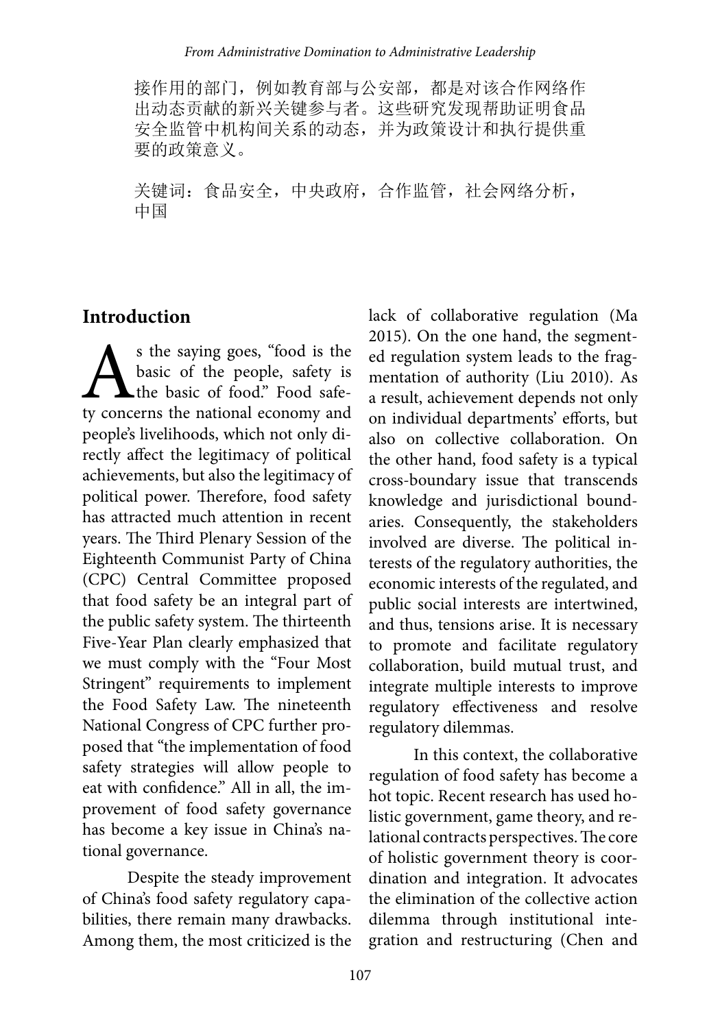接作用的部门，例如教育部与公安部，都是对该合作网络作出动态贡献的新兴关键参与者。这些研究发现帮助证明食品安全监管中机构间关系的动态，并为政策设计和执行提供重要的政策意义。

关键词：食品安全，中央政府，合作监管，社会网络分析，中国

## Introduction

As the saying goes, "food is the basic of the people, safety is the basic of food." Food safety concerns the national economy and people's livelihoods, which not only directly affect the legitimacy of political achievements, but also the legitimacy of political power. Therefore, food safety has attracted much attention in recent years. The Third Plenary Session of the Eighteenth Communist Party of China (CPC) Central Committee proposed that food safety be an integral part of the public safety system. The thirteenth Five-Year Plan clearly emphasized that we must comply with the "Four Most Stringent" requirements to implement the Food Safety Law. The nineteenth National Congress of CPC further proposed that "the implementation of food safety strategies will allow people to eat with confidence." All in all, the improvement of food safety governance has become a key issue in China's national governance.

Despite the steady improvement of China's food safety regulatory capabilities, there remain many drawbacks. Among them, the most criticized is the lack of collaborative regulation (Ma 2015). On the one hand, the segmented regulation system leads to the fragmentation of authority (Liu 2010). As a result, achievement depends not only on individual departments' efforts, but also on collective collaboration. On the other hand, food safety is a typical cross-boundary issue that transcends knowledge and jurisdictional boundaries. Consequently, the stakeholders involved are diverse. The political interests of the regulatory authorities, the economic interests of the regulated, and public social interests are intertwined, and thus, tensions arise. It is necessary to promote and facilitate regulatory collaboration, build mutual trust, and integrate multiple interests to improve regulatory effectiveness and resolve regulatory dilemmas.

In this context, the collaborative regulation of food safety has become a hot topic. Recent research has used holistic government, game theory, and relational contracts perspectives. The core of holistic government theory is coordination and integration. It advocates the elimination of the collective action dilemma through institutional integration and restructuring (Chen and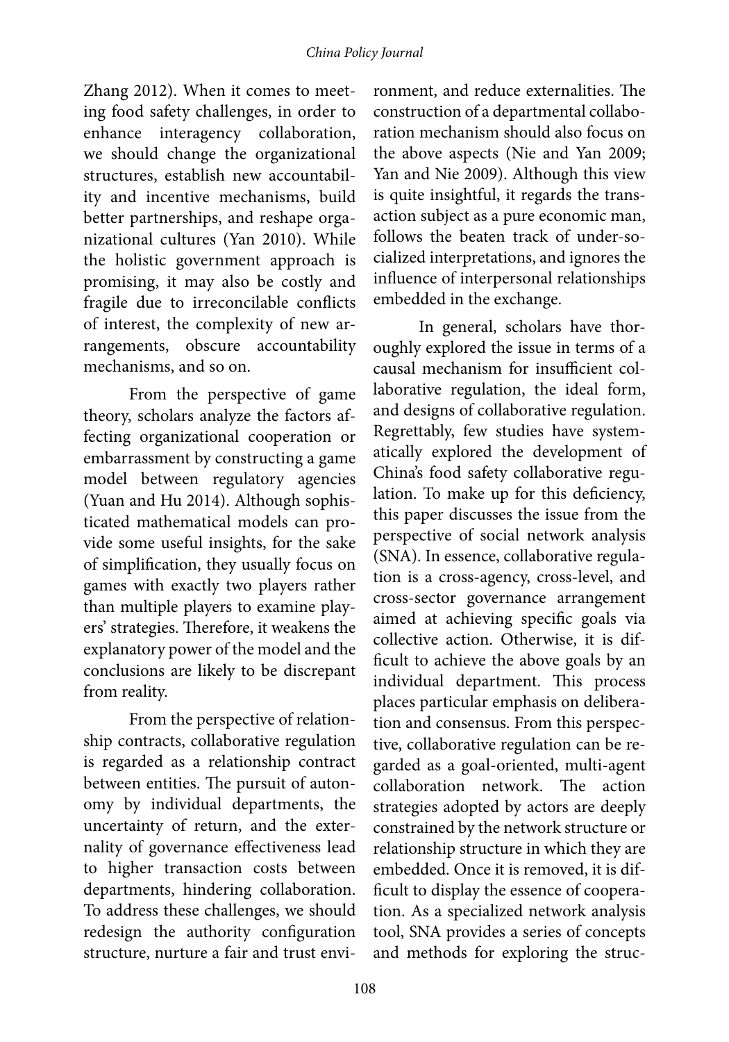Zhang 2012). When it comes to meeting food safety challenges, in order to enhance interagency collaboration, we should change the organizational structures, establish new accountability and incentive mechanisms, build better partnerships, and reshape organizational cultures (Yan 2010). While the holistic government approach is promising, it may also be costly and fragile due to irreconcilable conflicts of interest, the complexity of new arrangements, obscure accountability mechanisms, and so on.

From the perspective of game theory, scholars analyze the factors affecting organizational cooperation or embarrassment by constructing a game model between regulatory agencies (Yuan and Hu 2014). Although sophisticated mathematical models can provide some useful insights, for the sake of simplification, they usually focus on games with exactly two players rather than multiple players to examine players' strategies. Therefore, it weakens the explanatory power of the model and the conclusions are likely to be discrepant from reality.

From the perspective of relationship contracts, collaborative regulation is regarded as a relationship contract between entities. The pursuit of autonomy by individual departments, the uncertainty of return, and the externality of governance effectiveness lead to higher transaction costs between departments, hindering collaboration. To address these challenges, we should redesign the authority configuration structure, nurture a fair and trust environment, and reduce externalities. The construction of a departmental collaboration mechanism should also focus on the above aspects (Nie and Yan 2009; Yan and Nie 2009). Although this view is quite insightful, it regards the transaction subject as a pure economic man, follows the beaten track of under-socialized interpretations, and ignores the influence of interpersonal relationships embedded in the exchange.

In general, scholars have thoroughly explored the issue in terms of a causal mechanism for insufficient collaborative regulation, the ideal form, and designs of collaborative regulation. Regrettably, few studies have systematically explored the development of China's food safety collaborative regulation. To make up for this deficiency, this paper discusses the issue from the perspective of social network analysis (SNA). In essence, collaborative regulation is a cross-agency, cross-level, and cross-sector governance arrangement aimed at achieving specific goals via collective action. Otherwise, it is difficult to achieve the above goals by an individual department. This process places particular emphasis on deliberation and consensus. From this perspective, collaborative regulation can be regarded as a goal-oriented, multi-agent collaboration network. The action strategies adopted by actors are deeply constrained by the network structure or relationship structure in which they are embedded. Once it is removed, it is difficult to display the essence of cooperation. As a specialized network analysis tool, SNA provides a series of concepts and methods for exploring the struc-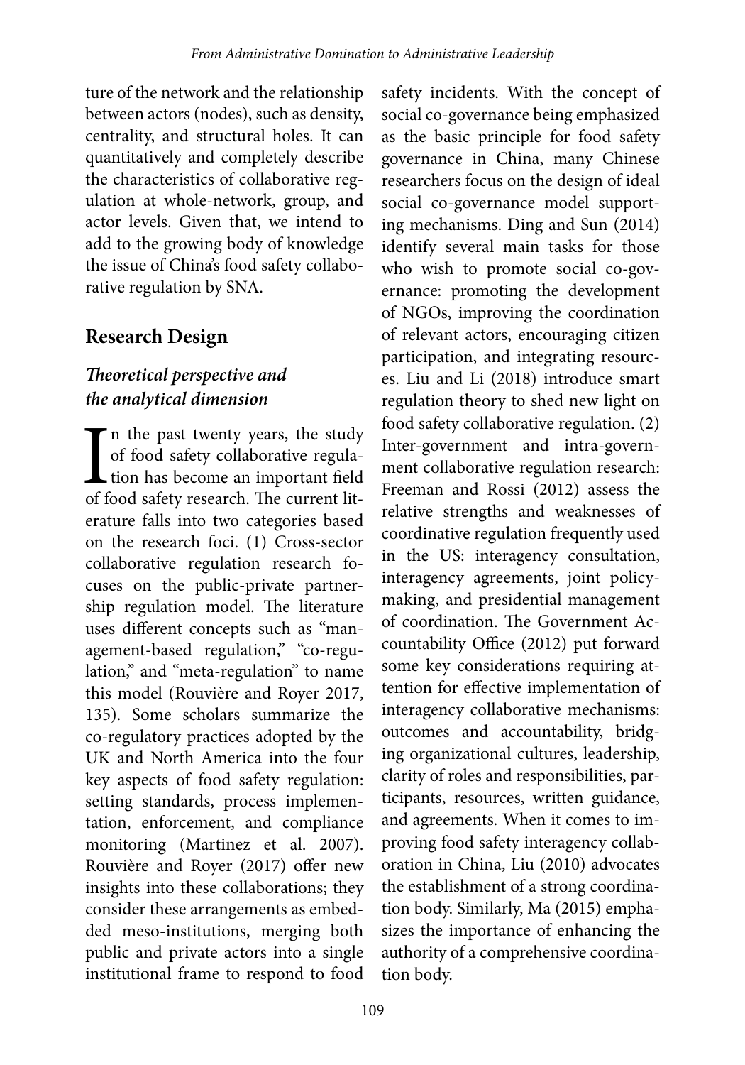ture of the network and the relationship between actors (nodes), such as density, centrality, and structural holes. It can quantitatively and completely describe the characteristics of collaborative regulation at whole-network, group, and actor levels. Given that, we intend to add to the growing body of knowledge the issue of China's food safety collaborative regulation by SNA.

## Research Design

### *Theoretical perspective and the analytical dimension*

In the past twenty years, the study of food safety collaborative regulation has become an important field of food safety research. The current literature falls into two categories based on the research foci. (1) Cross-sector collaborative regulation research focuses on the public-private partnership regulation model. The literature uses different concepts such as "management-based regulation," "co-regulation," and "meta-regulation" to name this model (Rouvière and Royer 2017, 135). Some scholars summarize the co-regulatory practices adopted by the UK and North America into the four key aspects of food safety regulation: setting standards, process implementation, enforcement, and compliance monitoring (Martinez et al. 2007). Rouvière and Royer (2017) offer new insights into these collaborations; they consider these arrangements as embedded meso-institutions, merging both public and private actors into a single institutional frame to respond to food safety incidents. With the concept of social co-governance being emphasized as the basic principle for food safety governance in China, many Chinese researchers focus on the design of ideal social co-governance model supporting mechanisms. Ding and Sun (2014) identify several main tasks for those who wish to promote social co-governance: promoting the development of NGOs, improving the coordination of relevant actors, encouraging citizen participation, and integrating resources. Liu and Li (2018) introduce smart regulation theory to shed new light on food safety collaborative regulation. (2) Inter-government and intra-government collaborative regulation research: Freeman and Rossi (2012) assess the relative strengths and weaknesses of coordinative regulation frequently used in the US: interagency consultation, interagency agreements, joint policymaking, and presidential management of coordination. The Government Accountability Office (2012) put forward some key considerations requiring attention for effective implementation of interagency collaborative mechanisms: outcomes and accountability, bridging organizational cultures, leadership, clarity of roles and responsibilities, participants, resources, written guidance, and agreements. When it comes to improving food safety interagency collaboration in China, Liu (2010) advocates the establishment of a strong coordination body. Similarly, Ma (2015) emphasizes the importance of enhancing the authority of a comprehensive coordination body.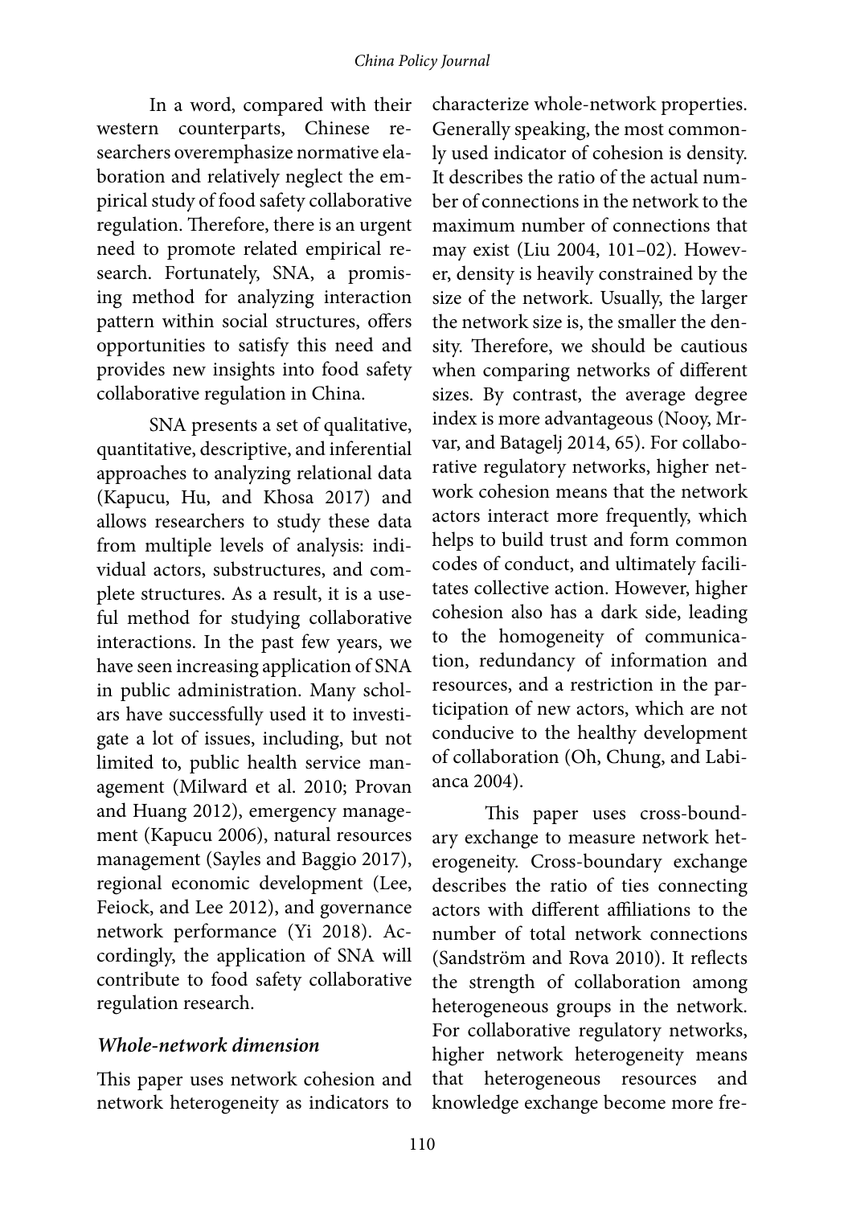In a word, compared with their western counterparts, Chinese researchers overemphasize normative elaboration and relatively neglect the empirical study of food safety collaborative regulation. Therefore, there is an urgent need to promote related empirical research. Fortunately, SNA, a promising method for analyzing interaction pattern within social structures, offers opportunities to satisfy this need and provides new insights into food safety collaborative regulation in China.

SNA presents a set of qualitative, quantitative, descriptive, and inferential approaches to analyzing relational data (Kapucu, Hu, and Khosa 2017) and allows researchers to study these data from multiple levels of analysis: individual actors, substructures, and complete structures. As a result, it is a useful method for studying collaborative interactions. In the past few years, we have seen increasing application of SNA in public administration. Many scholars have successfully used it to investigate a lot of issues, including, but not limited to, public health service management (Milward et al. 2010; Provan and Huang 2012), emergency management (Kapucu 2006), natural resources management (Sayles and Baggio 2017), regional economic development (Lee, Feiock, and Lee 2012), and governance network performance (Yi 2018). Accordingly, the application of SNA will contribute to food safety collaborative regulation research.

### *Whole-network dimension*

This paper uses network cohesion and network heterogeneity as indicators to characterize whole-network properties. Generally speaking, the most commonly used indicator of cohesion is density. It describes the ratio of the actual number of connections in the network to the maximum number of connections that may exist (Liu 2004, 101–02). However, density is heavily constrained by the size of the network. Usually, the larger the network size is, the smaller the density. Therefore, we should be cautious when comparing networks of different sizes. By contrast, the average degree index is more advantageous (Nooy, Mrvar, and Batagelj 2014, 65). For collaborative regulatory networks, higher network cohesion means that the network actors interact more frequently, which helps to build trust and form common codes of conduct, and ultimately facilitates collective action. However, higher cohesion also has a dark side, leading to the homogeneity of communication, redundancy of information and resources, and a restriction in the participation of new actors, which are not conducive to the healthy development of collaboration (Oh, Chung, and Labianca 2004).

This paper uses cross-boundary exchange to measure network heterogeneity. Cross-boundary exchange describes the ratio of ties connecting actors with different affiliations to the number of total network connections (Sandström and Rova 2010). It reflects the strength of collaboration among heterogeneous groups in the network. For collaborative regulatory networks, higher network heterogeneity means that heterogeneous resources and knowledge exchange become more fre-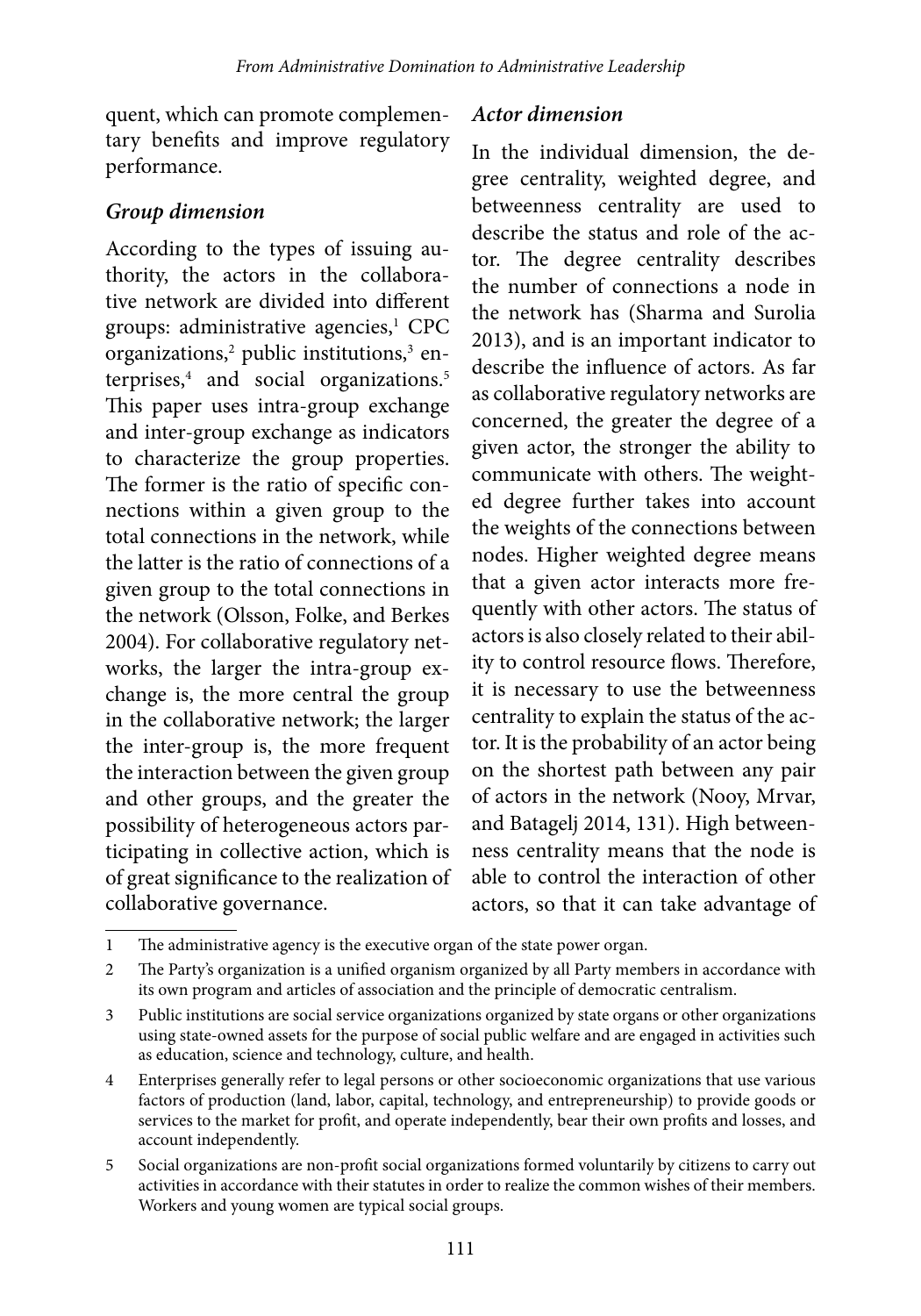quent, which can promote complementary benefits and improve regulatory performance.

### *Group dimension*

According to the types of issuing authority, the actors in the collaborative network are divided into different groups: administrative agencies,[1] CPC organizations,[2] public institutions,[3] enterprises,[4] and social organizations.[5] This paper uses intra-group exchange and inter-group exchange as indicators to characterize the group properties. The former is the ratio of specific connections within a given group to the total connections in the network, while the latter is the ratio of connections of a given group to the total connections in the network (Olsson, Folke, and Berkes 2004). For collaborative regulatory networks, the larger the intra-group exchange is, the more central the group in the collaborative network; the larger the inter-group is, the more frequent the interaction between the given group and other groups, and the greater the possibility of heterogeneous actors participating in collective action, which is of great significance to the realization of collaborative governance.

### *Actor dimension*

In the individual dimension, the degree centrality, weighted degree, and betweenness centrality are used to describe the status and role of the actor. The degree centrality describes the number of connections a node in the network has (Sharma and Surolia 2013), and is an important indicator to describe the influence of actors. As far as collaborative regulatory networks are concerned, the greater the degree of a given actor, the stronger the ability to communicate with others. The weighted degree further takes into account the weights of the connections between nodes. Higher weighted degree means that a given actor interacts more frequently with other actors. The status of actors is also closely related to their ability to control resource flows. Therefore, it is necessary to use the betweenness centrality to explain the status of the actor. It is the probability of an actor being on the shortest path between any pair of actors in the network (Nooy, Mrvar, and Batagelj 2014, 131). High betweenness centrality means that the node is able to control the interaction of other actors, so that it can take advantage of

---

1 The administrative agency is the executive organ of the state power organ.

2 The Party's organization is a unified organism organized by all Party members in accordance with its own program and articles of association and the principle of democratic centralism.

3 Public institutions are social service organizations organized by state organs or other organizations using state-owned assets for the purpose of social public welfare and are engaged in activities such as education, science and technology, culture, and health.

4 Enterprises generally refer to legal persons or other socioeconomic organizations that use various factors of production (land, labor, capital, technology, and entrepreneurship) to provide goods or services to the market for profit, and operate independently, bear their own profits and losses, and account independently.

5 Social organizations are non-profit social organizations formed voluntarily by citizens to carry out activities in accordance with their statutes in order to realize the common wishes of their members. Workers and young women are typical social groups.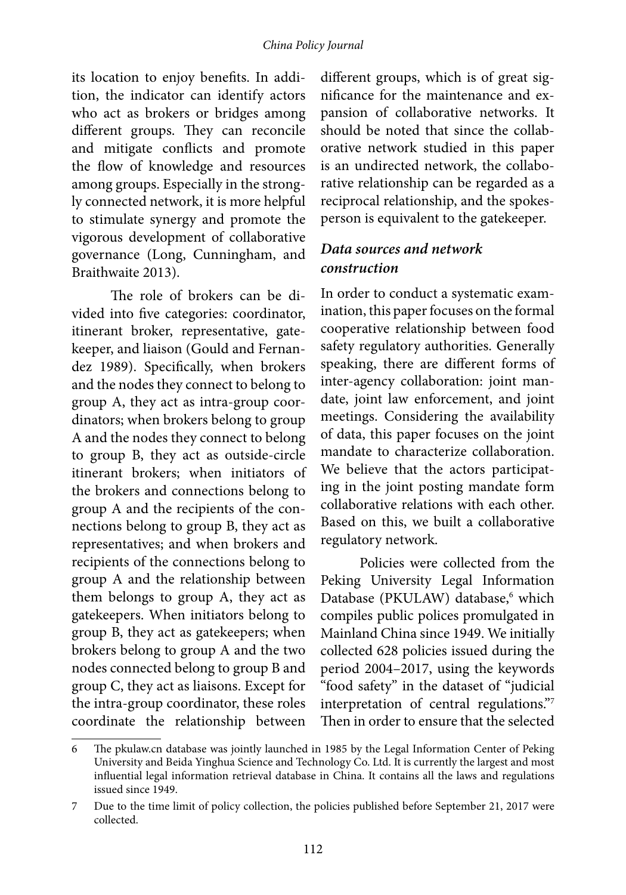its location to enjoy benefits. In addition, the indicator can identify actors who act as brokers or bridges among different groups. They can reconcile and mitigate conflicts and promote the flow of knowledge and resources among groups. Especially in the strongly connected network, it is more helpful to stimulate synergy and promote the vigorous development of collaborative governance (Long, Cunningham, and Braithwaite 2013).

The role of brokers can be divided into five categories: coordinator, itinerant broker, representative, gatekeeper, and liaison (Gould and Fernandez 1989). Specifically, when brokers and the nodes they connect to belong to group A, they act as intra-group coordinators; when brokers belong to group A and the nodes they connect to belong to group B, they act as outside-circle itinerant brokers; when initiators of the brokers and connections belong to group A and the recipients of the connections belong to group B, they act as representatives; and when brokers and recipients of the connections belong to group A and the relationship between them belongs to group A, they act as gatekeepers. When initiators belong to group B, they act as gatekeepers; when brokers belong to group A and the two nodes connected belong to group B and group C, they act as liaisons. Except for the intra-group coordinator, these roles coordinate the relationship between different groups, which is of great significance for the maintenance and expansion of collaborative networks. It should be noted that since the collaborative network studied in this paper is an undirected network, the collaborative relationship can be regarded as a reciprocal relationship, and the spokesperson is equivalent to the gatekeeper.

### *Data sources and network construction*

In order to conduct a systematic examination, this paper focuses on the formal cooperative relationship between food safety regulatory authorities. Generally speaking, there are different forms of inter-agency collaboration: joint mandate, joint law enforcement, and joint meetings. Considering the availability of data, this paper focuses on the joint mandate to characterize collaboration. We believe that the actors participating in the joint posting mandate form collaborative relations with each other. Based on this, we built a collaborative regulatory network.

Policies were collected from the Peking University Legal Information Database (PKULAW) database,[6] which compiles public polices promulgated in Mainland China since 1949. We initially collected 628 policies issued during the period 2004–2017, using the keywords "food safety" in the dataset of "judicial interpretation of central regulations."[7] Then in order to ensure that the selected

---

6 The pkulaw.cn database was jointly launched in 1985 by the Legal Information Center of Peking University and Beida Yinghua Science and Technology Co. Ltd. It is currently the largest and most influential legal information retrieval database in China. It contains all the laws and regulations issued since 1949.

7 Due to the time limit of policy collection, the policies published before September 21, 2017 were collected.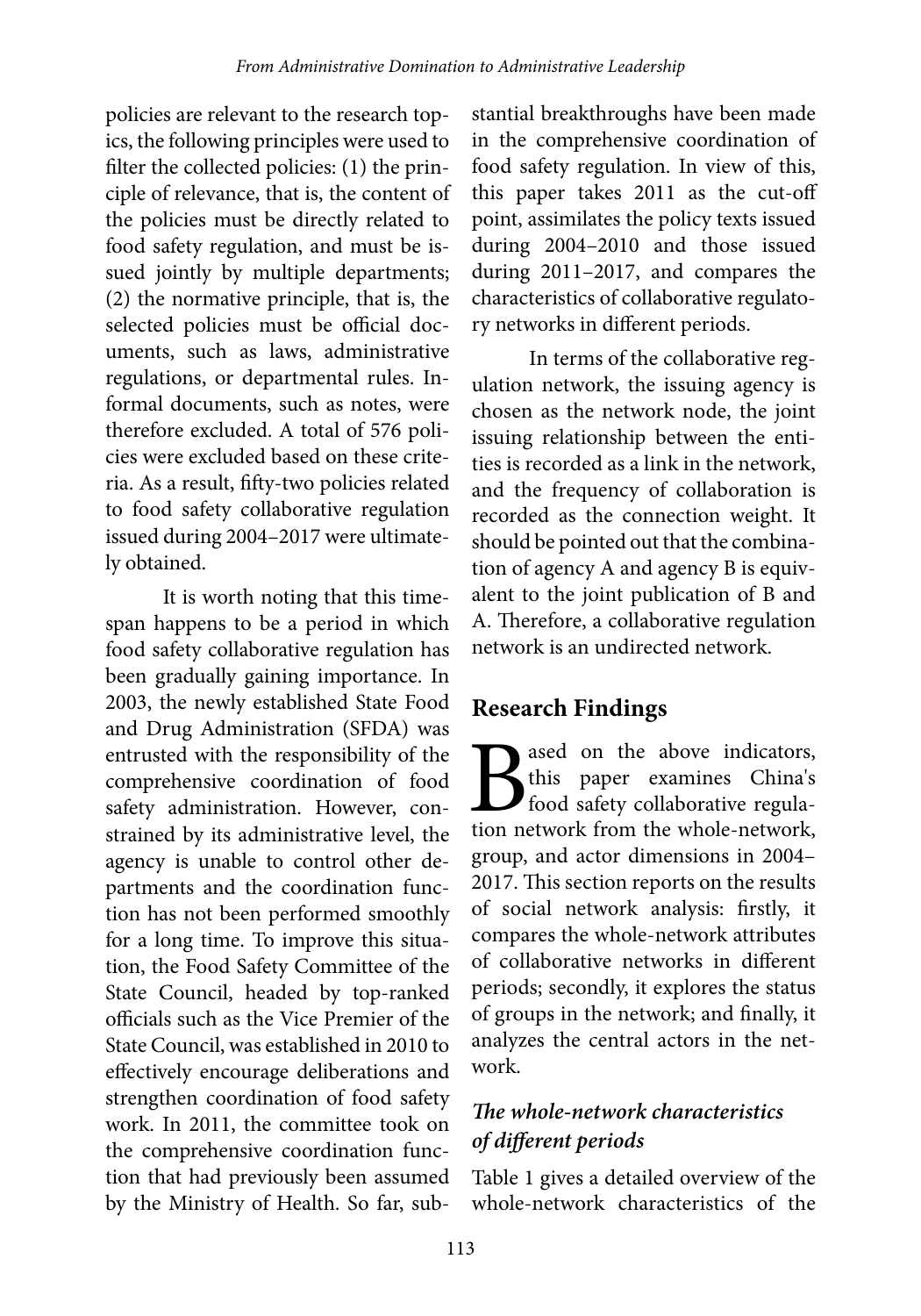policies are relevant to the research topics, the following principles were used to filter the collected policies: (1) the principle of relevance, that is, the content of the policies must be directly related to food safety regulation, and must be issued jointly by multiple departments; (2) the normative principle, that is, the selected policies must be official documents, such as laws, administrative regulations, or departmental rules. Informal documents, such as notes, were therefore excluded. A total of 576 policies were excluded based on these criteria. As a result, fifty-two policies related to food safety collaborative regulation issued during 2004–2017 were ultimately obtained.

It is worth noting that this timespan happens to be a period in which food safety collaborative regulation has been gradually gaining importance. In 2003, the newly established State Food and Drug Administration (SFDA) was entrusted with the responsibility of the comprehensive coordination of food safety administration. However, constrained by its administrative level, the agency is unable to control other departments and the coordination function has not been performed smoothly for a long time. To improve this situation, the Food Safety Committee of the State Council, headed by top-ranked officials such as the Vice Premier of the State Council, was established in 2010 to effectively encourage deliberations and strengthen coordination of food safety work. In 2011, the committee took on the comprehensive coordination function that had previously been assumed by the Ministry of Health. So far, substantial breakthroughs have been made in the comprehensive coordination of food safety regulation. In view of this, this paper takes 2011 as the cut-off point, assimilates the policy texts issued during 2004–2010 and those issued during 2011–2017, and compares the characteristics of collaborative regulatory networks in different periods.

In terms of the collaborative regulation network, the issuing agency is chosen as the network node, the joint issuing relationship between the entities is recorded as a link in the network, and the frequency of collaboration is recorded as the connection weight. It should be pointed out that the combination of agency A and agency B is equivalent to the joint publication of B and A. Therefore, a collaborative regulation network is an undirected network.

## Research Findings

Based on the above indicators, this paper examines China's food safety collaborative regulation network from the whole-network, group, and actor dimensions in 2004–2017. This section reports on the results of social network analysis: firstly, it compares the whole-network attributes of collaborative networks in different periods; secondly, it explores the status of groups in the network; and finally, it analyzes the central actors in the network.

### *The whole-network characteristics of different periods*

Table 1 gives a detailed overview of the whole-network characteristics of the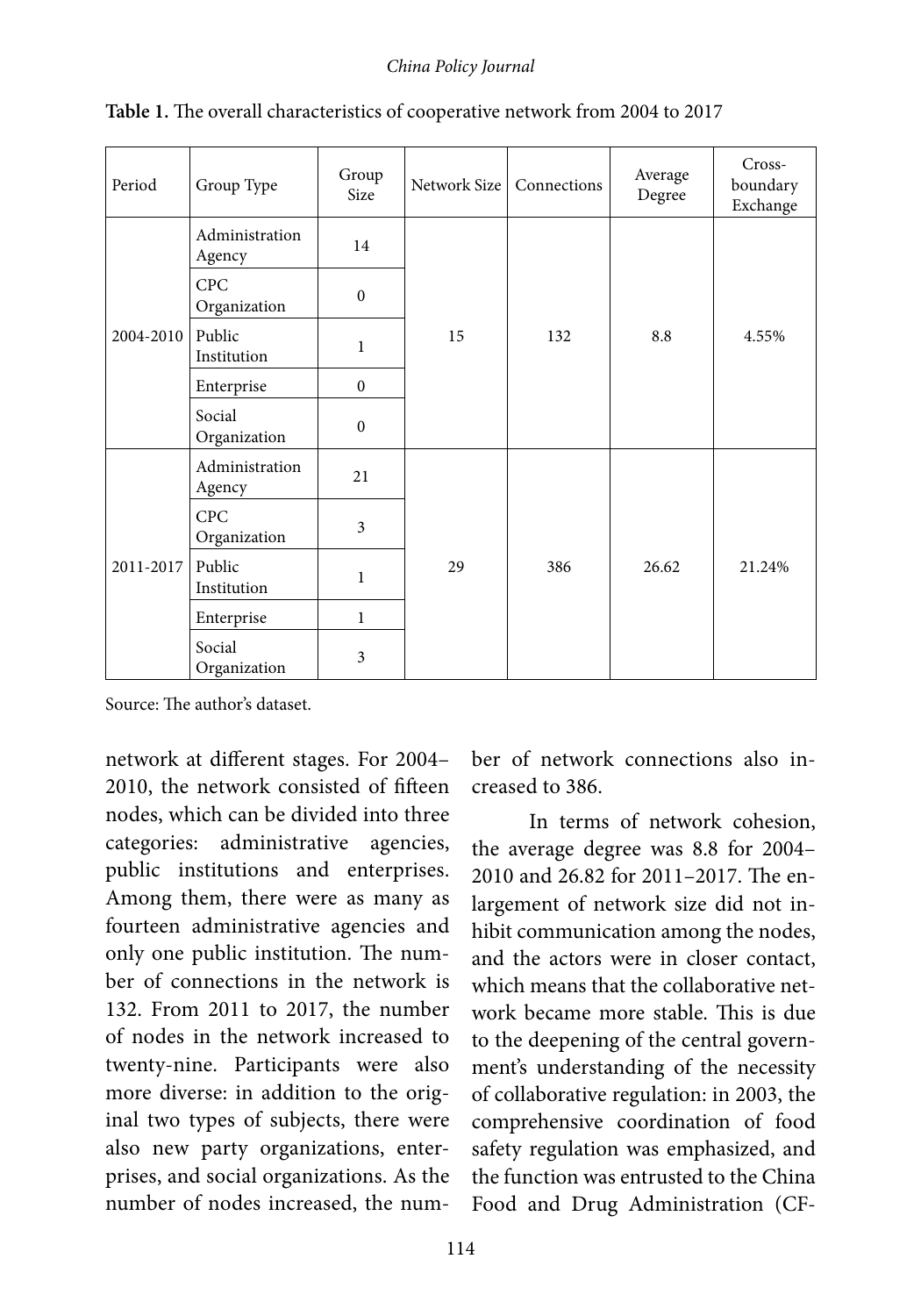**Table 1.** The overall characteristics of cooperative network from 2004 to 2017

| Period | Group Type | Group Size | Network Size | Connections | Average Degree | Cross-boundary Exchange |
|---|---|---|---|---|---|---|
| 2004-2010 | Administration Agency | 14 | 15 | 132 | 8.8 | 4.55% |
| | CPC Organization | 0 | | | | |
| | Public Institution | 1 | | | | |
| | Enterprise | 0 | | | | |
| | Social Organization | 0 | | | | |
| 2011-2017 | Administration Agency | 21 | 29 | 386 | 26.62 | 21.24% |
| | CPC Organization | 3 | | | | |
| | Public Institution | 1 | | | | |
| | Enterprise | 1 | | | | |
| | Social Organization | 3 | | | | |

Source: The author's dataset.

network at different stages. For 2004–2010, the network consisted of fifteen nodes, which can be divided into three categories: administrative agencies, public institutions and enterprises. Among them, there were as many as fourteen administrative agencies and only one public institution. The number of connections in the network is 132. From 2011 to 2017, the number of nodes in the network increased to twenty-nine. Participants were also more diverse: in addition to the original two types of subjects, there were also new party organizations, enterprises, and social organizations. As the number of nodes increased, the number of network connections also increased to 386.

In terms of network cohesion, the average degree was 8.8 for 2004–2010 and 26.82 for 2011–2017. The enlargement of network size did not inhibit communication among the nodes, and the actors were in closer contact, which means that the collaborative network became more stable. This is due to the deepening of the central government's understanding of the necessity of collaborative regulation: in 2003, the comprehensive coordination of food safety regulation was emphasized, and the function was entrusted to the China Food and Drug Administration (CF-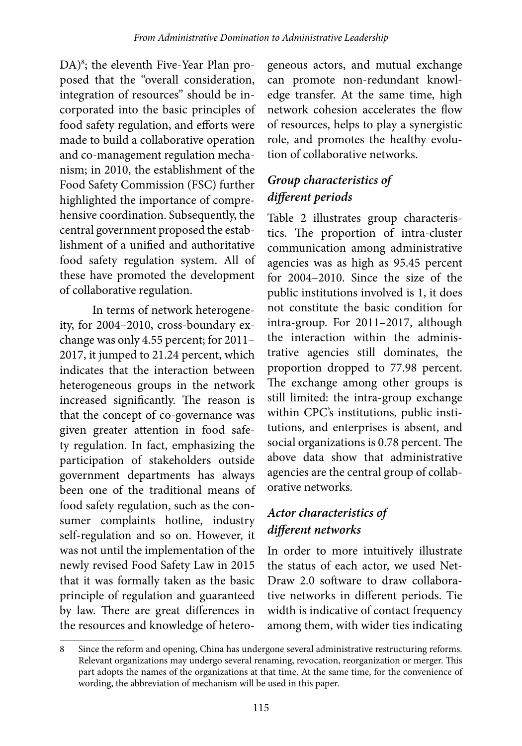DA)[8]; the eleventh Five-Year Plan proposed that the "overall consideration, integration of resources" should be incorporated into the basic principles of food safety regulation, and efforts were made to build a collaborative operation and co-management regulation mechanism; in 2010, the establishment of the Food Safety Commission (FSC) further highlighted the importance of comprehensive coordination. Subsequently, the central government proposed the establishment of a unified and authoritative food safety regulation system. All of these have promoted the development of collaborative regulation.

In terms of network heterogeneity, for 2004–2010, cross-boundary exchange was only 4.55 percent; for 2011–2017, it jumped to 21.24 percent, which indicates that the interaction between heterogeneous groups in the network increased significantly. The reason is that the concept of co-governance was given greater attention in food safety regulation. In fact, emphasizing the participation of stakeholders outside government departments has always been one of the traditional means of food safety regulation, such as the consumer complaints hotline, industry self-regulation and so on. However, it was not until the implementation of the newly revised Food Safety Law in 2015 that it was formally taken as the basic principle of regulation and guaranteed by law. There are great differences in the resources and knowledge of heterogeneous actors, and mutual exchange can promote non-redundant knowledge transfer. At the same time, high network cohesion accelerates the flow of resources, helps to play a synergistic role, and promotes the healthy evolution of collaborative networks.

### *Group characteristics of different periods*

Table 2 illustrates group characteristics. The proportion of intra-cluster communication among administrative agencies was as high as 95.45 percent for 2004–2010. Since the size of the public institutions involved is 1, it does not constitute the basic condition for intra-group. For 2011–2017, although the interaction within the administrative agencies still dominates, the proportion dropped to 77.98 percent. The exchange among other groups is still limited: the intra-group exchange within CPC's institutions, public institutions, and enterprises is absent, and social organizations is 0.78 percent. The above data show that administrative agencies are the central group of collaborative networks.

### *Actor characteristics of different networks*

In order to more intuitively illustrate the status of each actor, we used NetDraw 2.0 software to draw collaborative networks in different periods. Tie width is indicative of contact frequency among them, with wider ties indicating

---

8 Since the reform and opening, China has undergone several administrative restructuring reforms. Relevant organizations may undergo several renaming, revocation, reorganization or merger. This part adopts the names of the organizations at that time. At the same time, for the convenience of wording, the abbreviation of mechanism will be used in this paper.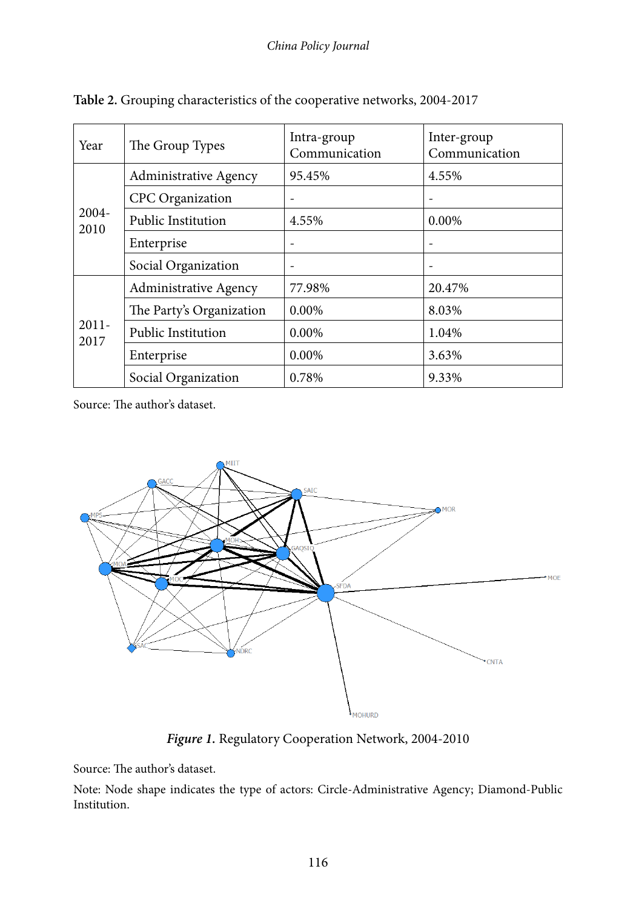**Table 2.** Grouping characteristics of the cooperative networks, 2004-2017

| Year | The Group Types | Intra-group Communication | Inter-group Communication |
|---|---|---|---|
| 2004-2010 | Administrative Agency | 95.45% | 4.55% |
| | CPC Organization | - | - |
| | Public Institution | 4.55% | 0.00% |
| | Enterprise | - | - |
| | Social Organization | - | - |
| 2011-2017 | Administrative Agency | 77.98% | 20.47% |
| | The Party's Organization | 0.00% | 8.03% |
| | Public Institution | 0.00% | 1.04% |
| | Enterprise | 0.00% | 3.63% |
| | Social Organization | 0.78% | 9.33% |

Source: The author's dataset.

***Figure 1.*** Regulatory Cooperation Network, 2004-2010

Source: The author's dataset.

Note: Node shape indicates the type of actors: Circle-Administrative Agency; Diamond-Public Institution.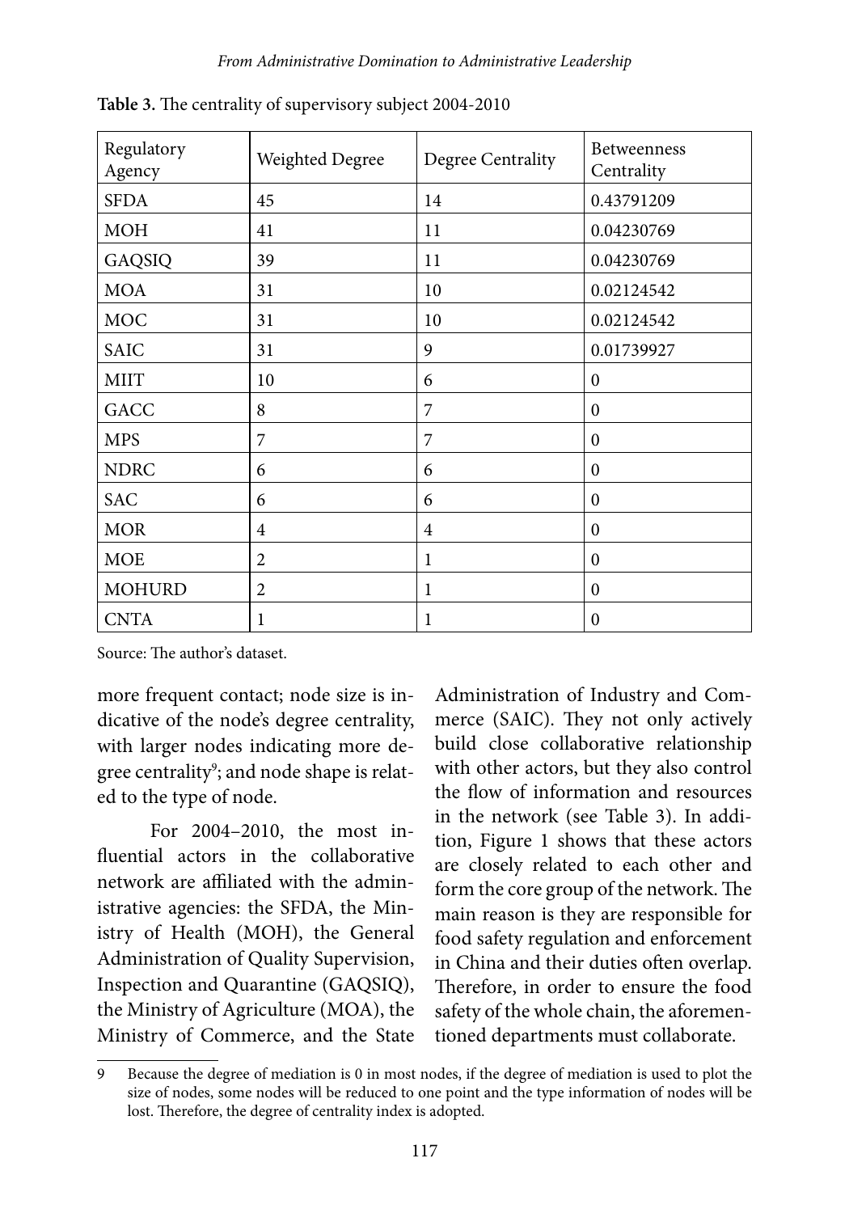**Table 3.** The centrality of supervisory subject 2004-2010

| Regulatory Agency | Weighted Degree | Degree Centrality | Betweenness Centrality |
|---|---|---|---|
| SFDA | 45 | 14 | 0.43791209 |
| MOH | 41 | 11 | 0.04230769 |
| GAQSIQ | 39 | 11 | 0.04230769 |
| MOA | 31 | 10 | 0.02124542 |
| MOC | 31 | 10 | 0.02124542 |
| SAIC | 31 | 9 | 0.01739927 |
| MIIT | 10 | 6 | 0 |
| GACC | 8 | 7 | 0 |
| MPS | 7 | 7 | 0 |
| NDRC | 6 | 6 | 0 |
| SAC | 6 | 6 | 0 |
| MOR | 4 | 4 | 0 |
| MOE | 2 | 1 | 0 |
| MOHURD | 2 | 1 | 0 |
| CNTA | 1 | 1 | 0 |

Source: The author's dataset.

more frequent contact; node size is indicative of the node's degree centrality, with larger nodes indicating more degree centrality[9]; and node shape is related to the type of node.

For 2004–2010, the most influential actors in the collaborative network are affiliated with the administrative agencies: the SFDA, the Ministry of Health (MOH), the General Administration of Quality Supervision, Inspection and Quarantine (GAQSIQ), the Ministry of Agriculture (MOA), the Ministry of Commerce, and the State Administration of Industry and Commerce (SAIC). They not only actively build close collaborative relationship with other actors, but they also control the flow of information and resources in the network (see Table 3). In addition, Figure 1 shows that these actors are closely related to each other and form the core group of the network. The main reason is they are responsible for food safety regulation and enforcement in China and their duties often overlap. Therefore, in order to ensure the food safety of the whole chain, the aforementioned departments must collaborate.

9 Because the degree of mediation is 0 in most nodes, if the degree of mediation is used to plot the size of nodes, some nodes will be reduced to one point and the type information of nodes will be lost. Therefore, the degree of centrality index is adopted.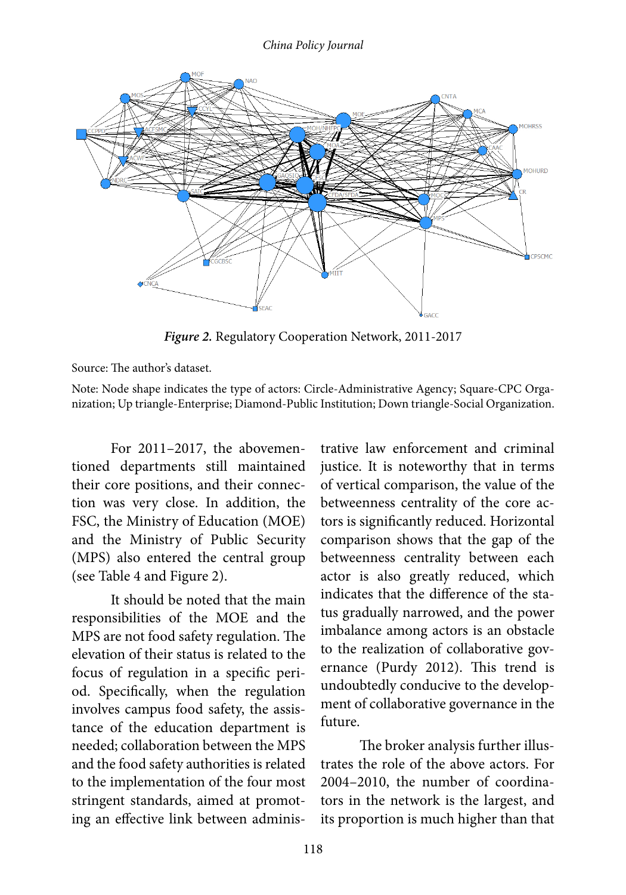*Figure 2.* Regulatory Cooperation Network, 2011-2017

Source: The author's dataset.

Note: Node shape indicates the type of actors: Circle-Administrative Agency; Square-CPC Organization; Up triangle-Enterprise; Diamond-Public Institution; Down triangle-Social Organization.

For 2011–2017, the abovementioned departments still maintained their core positions, and their connection was very close. In addition, the FSC, the Ministry of Education (MOE) and the Ministry of Public Security (MPS) also entered the central group (see Table 4 and Figure 2).

It should be noted that the main responsibilities of the MOE and the MPS are not food safety regulation. The elevation of their status is related to the focus of regulation in a specific period. Specifically, when the regulation involves campus food safety, the assistance of the education department is needed; collaboration between the MPS and the food safety authorities is related to the implementation of the four most stringent standards, aimed at promoting an effective link between administrative law enforcement and criminal justice. It is noteworthy that in terms of vertical comparison, the value of the betweenness centrality of the core actors is significantly reduced. Horizontal comparison shows that the gap of the betweenness centrality between each actor is also greatly reduced, which indicates that the difference of the status gradually narrowed, and the power imbalance among actors is an obstacle to the realization of collaborative governance (Purdy 2012). This trend is undoubtedly conducive to the development of collaborative governance in the future.

The broker analysis further illustrates the role of the above actors. For 2004–2010, the number of coordinators in the network is the largest, and its proportion is much higher than that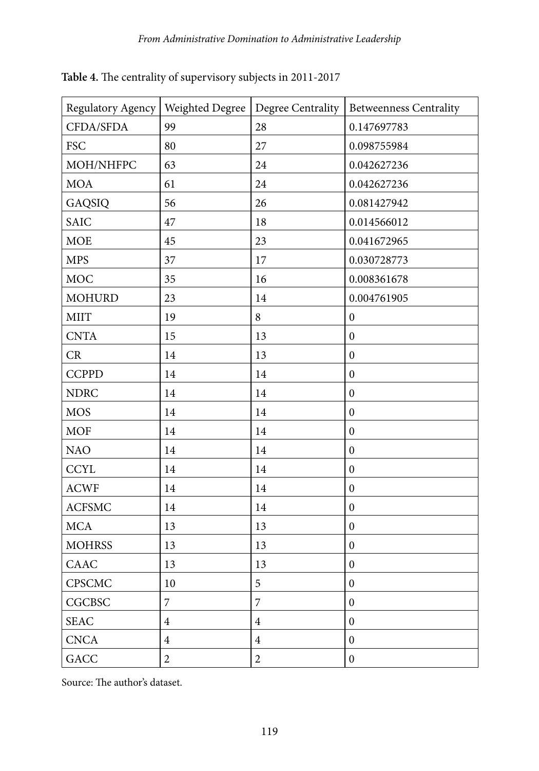**Table 4.** The centrality of supervisory subjects in 2011-2017

| Regulatory Agency | Weighted Degree | Degree Centrality | Betweenness Centrality |
|---|---|---|---|
| CFDA/SFDA | 99 | 28 | 0.147697783 |
| FSC | 80 | 27 | 0.098755984 |
| MOH/NHFPC | 63 | 24 | 0.042627236 |
| MOA | 61 | 24 | 0.042627236 |
| GAQSIQ | 56 | 26 | 0.081427942 |
| SAIC | 47 | 18 | 0.014566012 |
| MOE | 45 | 23 | 0.041672965 |
| MPS | 37 | 17 | 0.030728773 |
| MOC | 35 | 16 | 0.008361678 |
| MOHURD | 23 | 14 | 0.004761905 |
| MIIT | 19 | 8 | 0 |
| CNTA | 15 | 13 | 0 |
| CR | 14 | 13 | 0 |
| CCPPD | 14 | 14 | 0 |
| NDRC | 14 | 14 | 0 |
| MOS | 14 | 14 | 0 |
| MOF | 14 | 14 | 0 |
| NAO | 14 | 14 | 0 |
| CCYL | 14 | 14 | 0 |
| ACWF | 14 | 14 | 0 |
| ACFSMC | 14 | 14 | 0 |
| MCA | 13 | 13 | 0 |
| MOHRSS | 13 | 13 | 0 |
| CAAC | 13 | 13 | 0 |
| CPSCMC | 10 | 5 | 0 |
| CGCBSC | 7 | 7 | 0 |
| SEAC | 4 | 4 | 0 |
| CNCA | 4 | 4 | 0 |
| GACC | 2 | 2 | 0 |

Source: The author's dataset.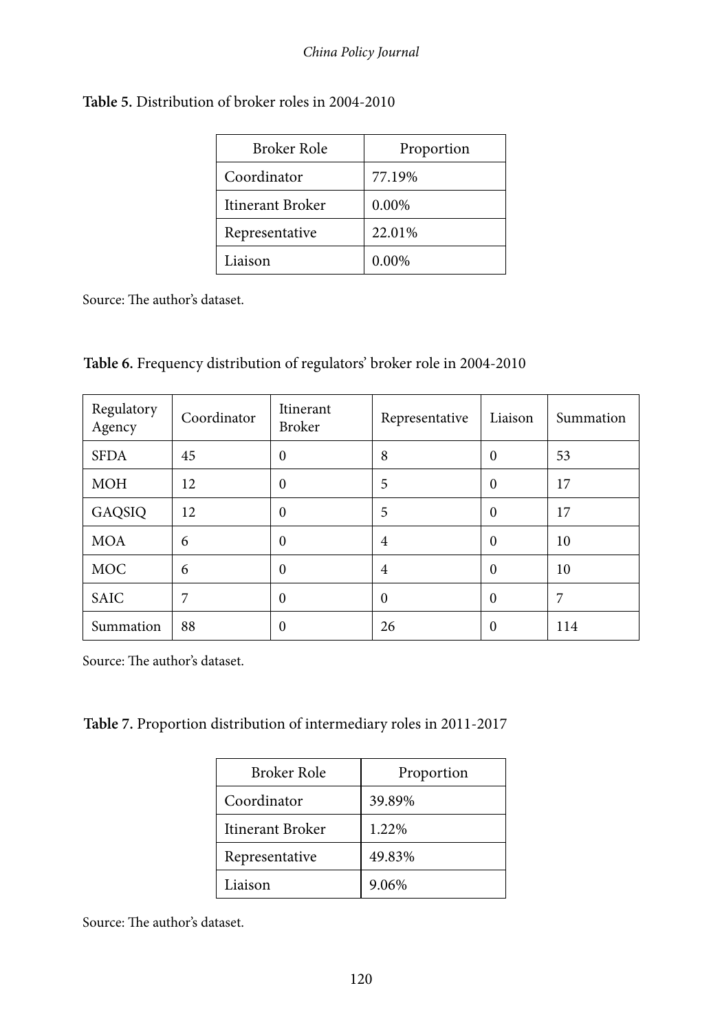**Table 5.** Distribution of broker roles in 2004-2010

| Broker Role | Proportion |
| --- | --- |
| Coordinator | 77.19% |
| Itinerant Broker | 0.00% |
| Representative | 22.01% |
| Liaison | 0.00% |

Source: The author's dataset.

**Table 6.** Frequency distribution of regulators' broker role in 2004-2010

| Regulatory Agency | Coordinator | Itinerant Broker | Representative | Liaison | Summation |
| --- | --- | --- | --- | --- | --- |
| SFDA | 45 | 0 | 8 | 0 | 53 |
| MOH | 12 | 0 | 5 | 0 | 17 |
| GAQSIQ | 12 | 0 | 5 | 0 | 17 |
| MOA | 6 | 0 | 4 | 0 | 10 |
| MOC | 6 | 0 | 4 | 0 | 10 |
| SAIC | 7 | 0 | 0 | 0 | 7 |
| Summation | 88 | 0 | 26 | 0 | 114 |

Source: The author's dataset.

**Table 7.** Proportion distribution of intermediary roles in 2011-2017

| Broker Role | Proportion |
| --- | --- |
| Coordinator | 39.89% |
| Itinerant Broker | 1.22% |
| Representative | 49.83% |
| Liaison | 9.06% |

Source: The author's dataset.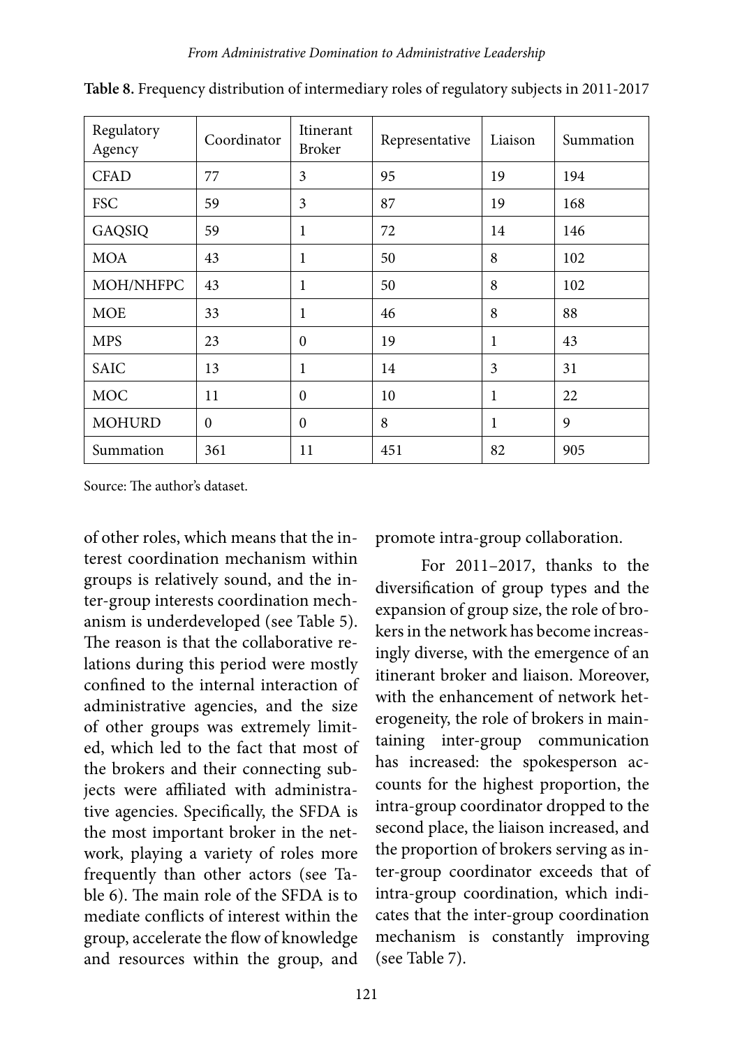**Table 8.** Frequency distribution of intermediary roles of regulatory subjects in 2011-2017

| Regulatory Agency | Coordinator | Itinerant Broker | Representative | Liaison | Summation |
|---|---|---|---|---|---|
| CFAD | 77 | 3 | 95 | 19 | 194 |
| FSC | 59 | 3 | 87 | 19 | 168 |
| GAQSIQ | 59 | 1 | 72 | 14 | 146 |
| MOA | 43 | 1 | 50 | 8 | 102 |
| MOH/NHFPC | 43 | 1 | 50 | 8 | 102 |
| MOE | 33 | 1 | 46 | 8 | 88 |
| MPS | 23 | 0 | 19 | 1 | 43 |
| SAIC | 13 | 1 | 14 | 3 | 31 |
| MOC | 11 | 0 | 10 | 1 | 22 |
| MOHURD | 0 | 0 | 8 | 1 | 9 |
| Summation | 361 | 11 | 451 | 82 | 905 |

Source: The author's dataset.

of other roles, which means that the interest coordination mechanism within groups is relatively sound, and the inter-group interests coordination mechanism is underdeveloped (see Table 5). The reason is that the collaborative relations during this period were mostly confined to the internal interaction of administrative agencies, and the size of other groups was extremely limited, which led to the fact that most of the brokers and their connecting subjects were affiliated with administrative agencies. Specifically, the SFDA is the most important broker in the network, playing a variety of roles more frequently than other actors (see Table 6). The main role of the SFDA is to mediate conflicts of interest within the group, accelerate the flow of knowledge and resources within the group, and promote intra-group collaboration.

For 2011–2017, thanks to the diversification of group types and the expansion of group size, the role of brokers in the network has become increasingly diverse, with the emergence of an itinerant broker and liaison. Moreover, with the enhancement of network heterogeneity, the role of brokers in maintaining inter-group communication has increased: the spokesperson accounts for the highest proportion, the intra-group coordinator dropped to the second place, the liaison increased, and the proportion of brokers serving as inter-group coordinator exceeds that of intra-group coordination, which indicates that the inter-group coordination mechanism is constantly improving (see Table 7).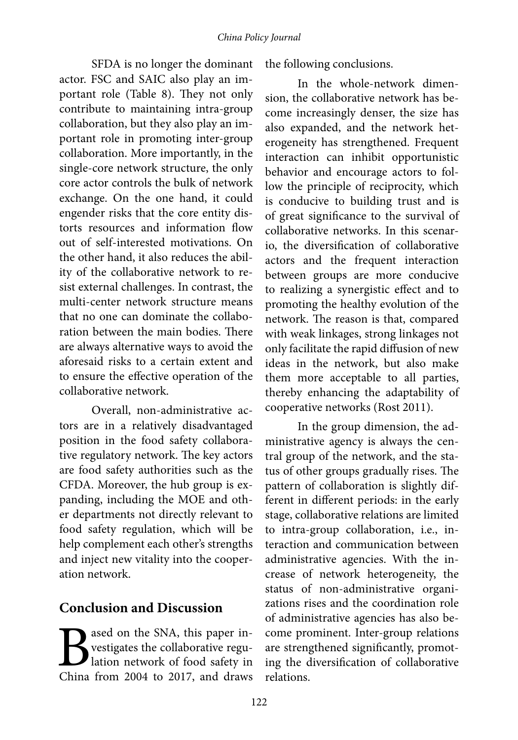SFDA is no longer the dominant actor. FSC and SAIC also play an important role (Table 8). They not only contribute to maintaining intra-group collaboration, but they also play an important role in promoting inter-group collaboration. More importantly, in the single-core network structure, the only core actor controls the bulk of network exchange. On the one hand, it could engender risks that the core entity distorts resources and information flow out of self-interested motivations. On the other hand, it also reduces the ability of the collaborative network to resist external challenges. In contrast, the multi-center network structure means that no one can dominate the collaboration between the main bodies. There are always alternative ways to avoid the aforesaid risks to a certain extent and to ensure the effective operation of the collaborative network.

Overall, non-administrative actors are in a relatively disadvantaged position in the food safety collaborative regulatory network. The key actors are food safety authorities such as the CFDA. Moreover, the hub group is expanding, including the MOE and other departments not directly relevant to food safety regulation, which will be help complement each other's strengths and inject new vitality into the cooperation network.

## Conclusion and Discussion

Based on the SNA, this paper investigates the collaborative regulation network of food safety in China from 2004 to 2017, and draws the following conclusions.

In the whole-network dimension, the collaborative network has become increasingly denser, the size has also expanded, and the network heterogeneity has strengthened. Frequent interaction can inhibit opportunistic behavior and encourage actors to follow the principle of reciprocity, which is conducive to building trust and is of great significance to the survival of collaborative networks. In this scenario, the diversification of collaborative actors and the frequent interaction between groups are more conducive to realizing a synergistic effect and to promoting the healthy evolution of the network. The reason is that, compared with weak linkages, strong linkages not only facilitate the rapid diffusion of new ideas in the network, but also make them more acceptable to all parties, thereby enhancing the adaptability of cooperative networks (Rost 2011).

In the group dimension, the administrative agency is always the central group of the network, and the status of other groups gradually rises. The pattern of collaboration is slightly different in different periods: in the early stage, collaborative relations are limited to intra-group collaboration, i.e., interaction and communication between administrative agencies. With the increase of network heterogeneity, the status of non-administrative organizations rises and the coordination role of administrative agencies has also become prominent. Inter-group relations are strengthened significantly, promoting the diversification of collaborative relations.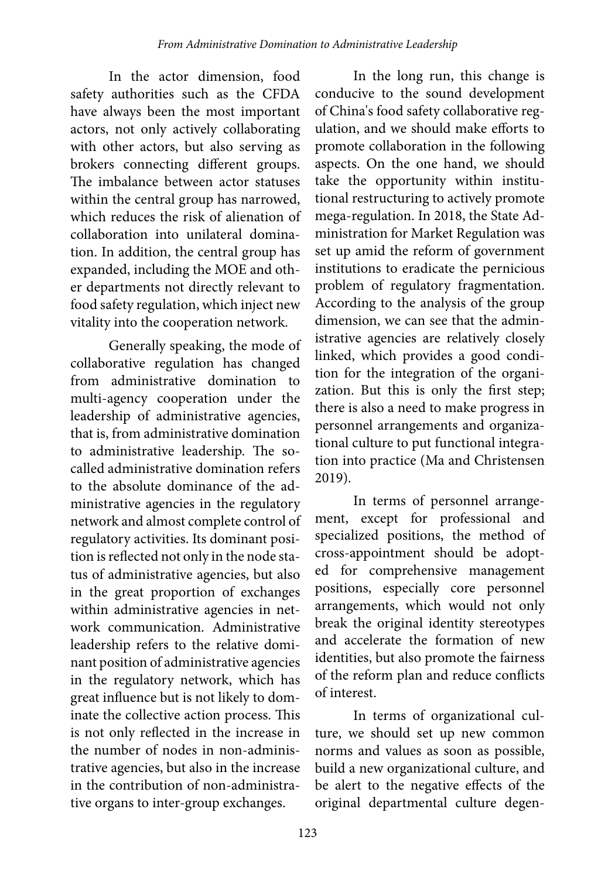In the actor dimension, food safety authorities such as the CFDA have always been the most important actors, not only actively collaborating with other actors, but also serving as brokers connecting different groups. The imbalance between actor statuses within the central group has narrowed, which reduces the risk of alienation of collaboration into unilateral domination. In addition, the central group has expanded, including the MOE and other departments not directly relevant to food safety regulation, which inject new vitality into the cooperation network.

Generally speaking, the mode of collaborative regulation has changed from administrative domination to multi-agency cooperation under the leadership of administrative agencies, that is, from administrative domination to administrative leadership. The so-called administrative domination refers to the absolute dominance of the administrative agencies in the regulatory network and almost complete control of regulatory activities. Its dominant position is reflected not only in the node status of administrative agencies, but also in the great proportion of exchanges within administrative agencies in network communication. Administrative leadership refers to the relative dominant position of administrative agencies in the regulatory network, which has great influence but is not likely to dominate the collective action process. This is not only reflected in the increase in the number of nodes in non-administrative agencies, but also in the increase in the contribution of non-administrative organs to inter-group exchanges.

In the long run, this change is conducive to the sound development of China's food safety collaborative regulation, and we should make efforts to promote collaboration in the following aspects. On the one hand, we should take the opportunity within institutional restructuring to actively promote mega-regulation. In 2018, the State Administration for Market Regulation was set up amid the reform of government institutions to eradicate the pernicious problem of regulatory fragmentation. According to the analysis of the group dimension, we can see that the administrative agencies are relatively closely linked, which provides a good condition for the integration of the organization. But this is only the first step; there is also a need to make progress in personnel arrangements and organizational culture to put functional integration into practice (Ma and Christensen 2019).

In terms of personnel arrangement, except for professional and specialized positions, the method of cross-appointment should be adopted for comprehensive management positions, especially core personnel arrangements, which would not only break the original identity stereotypes and accelerate the formation of new identities, but also promote the fairness of the reform plan and reduce conflicts of interest.

In terms of organizational culture, we should set up new common norms and values as soon as possible, build a new organizational culture, and be alert to the negative effects of the original departmental culture degen-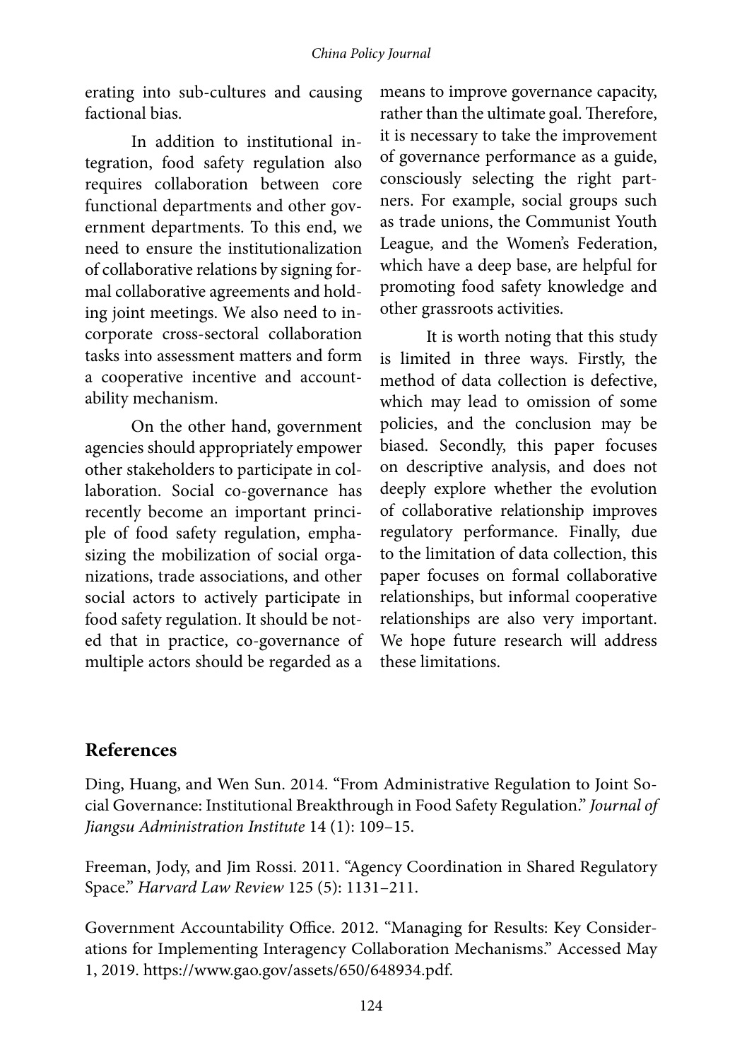erating into sub-cultures and causing factional bias.

In addition to institutional integration, food safety regulation also requires collaboration between core functional departments and other government departments. To this end, we need to ensure the institutionalization of collaborative relations by signing formal collaborative agreements and holding joint meetings. We also need to incorporate cross-sectoral collaboration tasks into assessment matters and form a cooperative incentive and accountability mechanism.

On the other hand, government agencies should appropriately empower other stakeholders to participate in collaboration. Social co-governance has recently become an important principle of food safety regulation, emphasizing the mobilization of social organizations, trade associations, and other social actors to actively participate in food safety regulation. It should be noted that in practice, co-governance of multiple actors should be regarded as a means to improve governance capacity, rather than the ultimate goal. Therefore, it is necessary to take the improvement of governance performance as a guide, consciously selecting the right partners. For example, social groups such as trade unions, the Communist Youth League, and the Women's Federation, which have a deep base, are helpful for promoting food safety knowledge and other grassroots activities.

It is worth noting that this study is limited in three ways. Firstly, the method of data collection is defective, which may lead to omission of some policies, and the conclusion may be biased. Secondly, this paper focuses on descriptive analysis, and does not deeply explore whether the evolution of collaborative relationship improves regulatory performance. Finally, due to the limitation of data collection, this paper focuses on formal collaborative relationships, but informal cooperative relationships are also very important. We hope future research will address these limitations.

## References

Ding, Huang, and Wen Sun. 2014. "From Administrative Regulation to Joint Social Governance: Institutional Breakthrough in Food Safety Regulation." *Journal of Jiangsu Administration Institute* 14 (1): 109–15.

Freeman, Jody, and Jim Rossi. 2011. "Agency Coordination in Shared Regulatory Space." *Harvard Law Review* 125 (5): 1131–211.

Government Accountability Office. 2012. "Managing for Results: Key Considerations for Implementing Interagency Collaboration Mechanisms." Accessed May 1, 2019. https://www.gao.gov/assets/650/648934.pdf.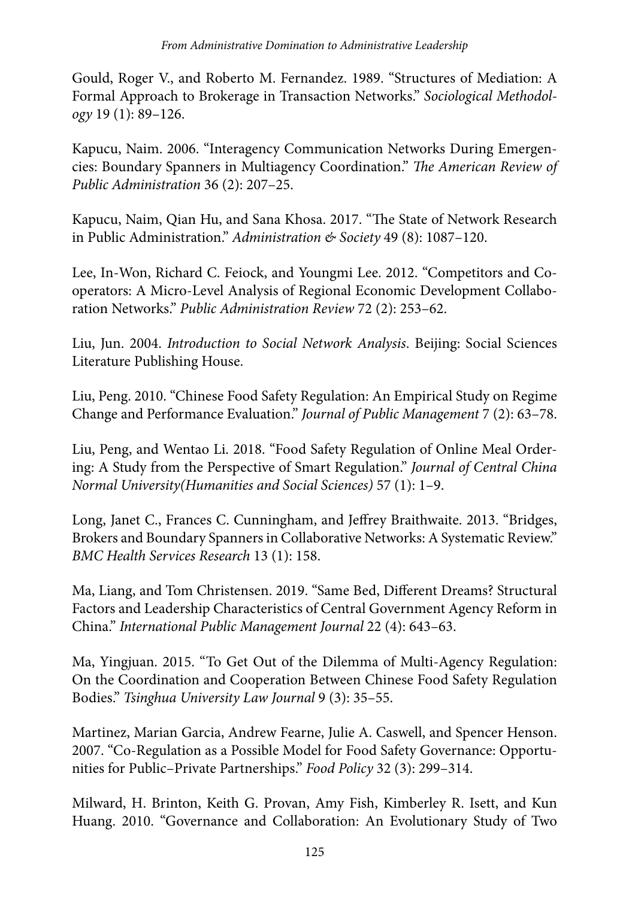Gould, Roger V., and Roberto M. Fernandez. 1989. "Structures of Mediation: A Formal Approach to Brokerage in Transaction Networks." *Sociological Methodology* 19 (1): 89–126.

Kapucu, Naim. 2006. "Interagency Communication Networks During Emergencies: Boundary Spanners in Multiagency Coordination." *The American Review of Public Administration* 36 (2): 207–25.

Kapucu, Naim, Qian Hu, and Sana Khosa. 2017. "The State of Network Research in Public Administration." *Administration & Society* 49 (8): 1087–120.

Lee, In-Won, Richard C. Feiock, and Youngmi Lee. 2012. "Competitors and Cooperators: A Micro-Level Analysis of Regional Economic Development Collaboration Networks." *Public Administration Review* 72 (2): 253–62.

Liu, Jun. 2004. *Introduction to Social Network Analysis*. Beijing: Social Sciences Literature Publishing House.

Liu, Peng. 2010. "Chinese Food Safety Regulation: An Empirical Study on Regime Change and Performance Evaluation." *Journal of Public Management* 7 (2): 63–78.

Liu, Peng, and Wentao Li. 2018. "Food Safety Regulation of Online Meal Ordering: A Study from the Perspective of Smart Regulation." *Journal of Central China Normal University(Humanities and Social Sciences)* 57 (1): 1–9.

Long, Janet C., Frances C. Cunningham, and Jeffrey Braithwaite. 2013. "Bridges, Brokers and Boundary Spanners in Collaborative Networks: A Systematic Review." *BMC Health Services Research* 13 (1): 158.

Ma, Liang, and Tom Christensen. 2019. "Same Bed, Different Dreams? Structural Factors and Leadership Characteristics of Central Government Agency Reform in China." *International Public Management Journal* 22 (4): 643–63.

Ma, Yingjuan. 2015. "To Get Out of the Dilemma of Multi-Agency Regulation: On the Coordination and Cooperation Between Chinese Food Safety Regulation Bodies." *Tsinghua University Law Journal* 9 (3): 35–55.

Martinez, Marian Garcia, Andrew Fearne, Julie A. Caswell, and Spencer Henson. 2007. "Co-Regulation as a Possible Model for Food Safety Governance: Opportunities for Public–Private Partnerships." *Food Policy* 32 (3): 299–314.

Milward, H. Brinton, Keith G. Provan, Amy Fish, Kimberley R. Isett, and Kun Huang. 2010. "Governance and Collaboration: An Evolutionary Study of Two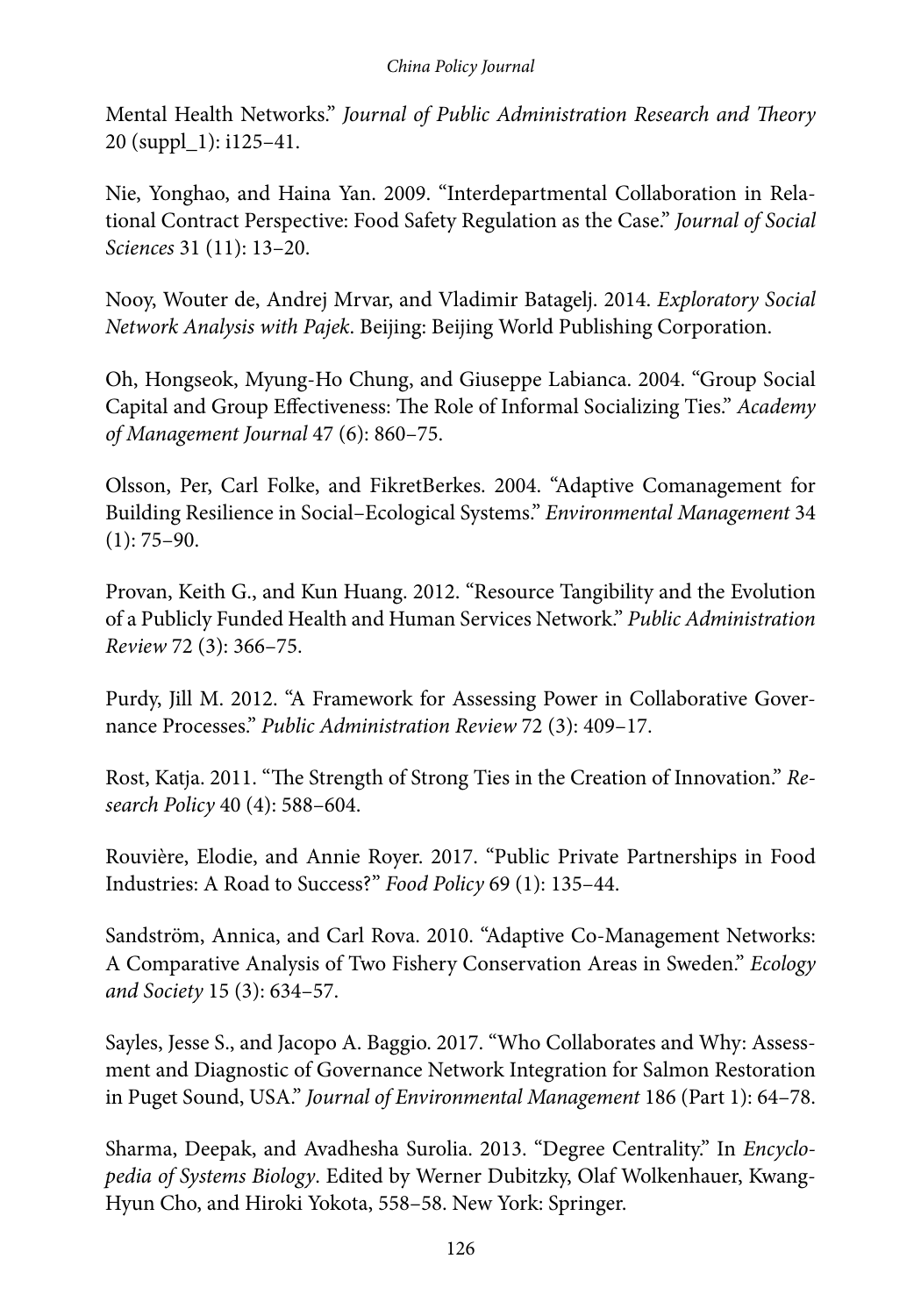Mental Health Networks." *Journal of Public Administration Research and Theory* 20 (suppl_1): i125–41.

Nie, Yonghao, and Haina Yan. 2009. "Interdepartmental Collaboration in Relational Contract Perspective: Food Safety Regulation as the Case." *Journal of Social Sciences* 31 (11): 13–20.

Nooy, Wouter de, Andrej Mrvar, and Vladimir Batagelj. 2014. *Exploratory Social Network Analysis with Pajek*. Beijing: Beijing World Publishing Corporation.

Oh, Hongseok, Myung-Ho Chung, and Giuseppe Labianca. 2004. "Group Social Capital and Group Effectiveness: The Role of Informal Socializing Ties." *Academy of Management Journal* 47 (6): 860–75.

Olsson, Per, Carl Folke, and FikretBerkes. 2004. "Adaptive Comanagement for Building Resilience in Social–Ecological Systems." *Environmental Management* 34 (1): 75–90.

Provan, Keith G., and Kun Huang. 2012. "Resource Tangibility and the Evolution of a Publicly Funded Health and Human Services Network." *Public Administration Review* 72 (3): 366–75.

Purdy, Jill M. 2012. "A Framework for Assessing Power in Collaborative Governance Processes." *Public Administration Review* 72 (3): 409–17.

Rost, Katja. 2011. "The Strength of Strong Ties in the Creation of Innovation." *Research Policy* 40 (4): 588–604.

Rouvière, Elodie, and Annie Royer. 2017. "Public Private Partnerships in Food Industries: A Road to Success?" *Food Policy* 69 (1): 135–44.

Sandström, Annica, and Carl Rova. 2010. "Adaptive Co-Management Networks: A Comparative Analysis of Two Fishery Conservation Areas in Sweden." *Ecology and Society* 15 (3): 634–57.

Sayles, Jesse S., and Jacopo A. Baggio. 2017. "Who Collaborates and Why: Assessment and Diagnostic of Governance Network Integration for Salmon Restoration in Puget Sound, USA." *Journal of Environmental Management* 186 (Part 1): 64–78.

Sharma, Deepak, and Avadhesha Surolia. 2013. "Degree Centrality." In *Encyclopedia of Systems Biology*. Edited by Werner Dubitzky, Olaf Wolkenhauer, Kwang-Hyun Cho, and Hiroki Yokota, 558–58. New York: Springer.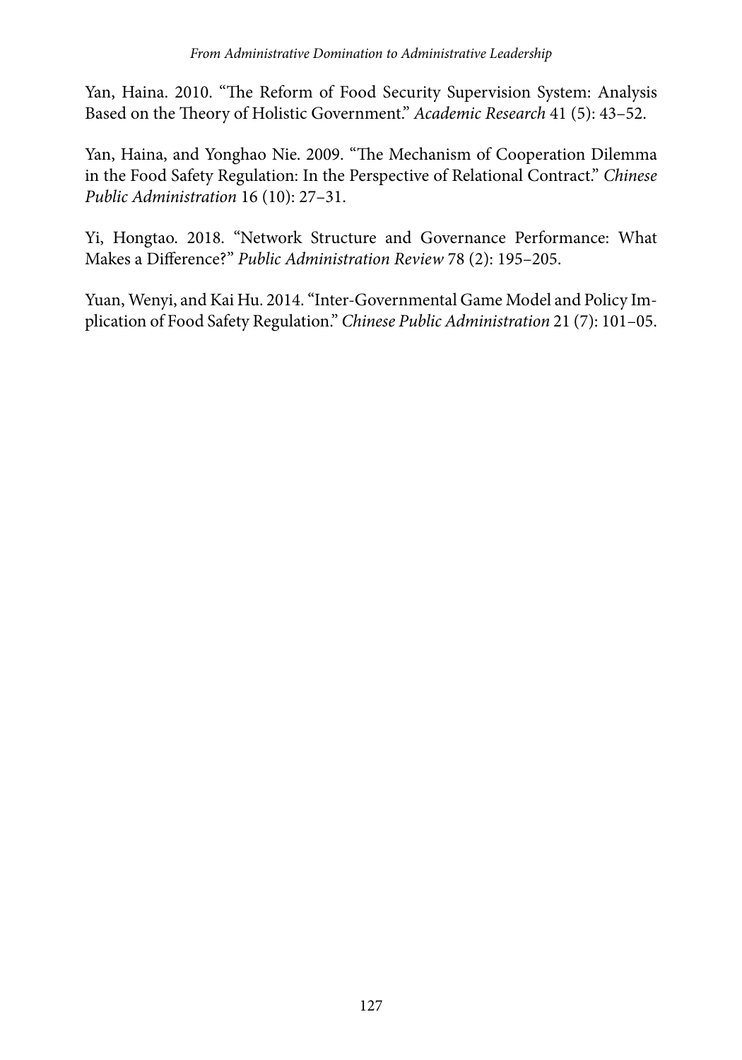Yan, Haina. 2010. "The Reform of Food Security Supervision System: Analysis Based on the Theory of Holistic Government." *Academic Research* 41 (5): 43–52.

Yan, Haina, and Yonghao Nie. 2009. "The Mechanism of Cooperation Dilemma in the Food Safety Regulation: In the Perspective of Relational Contract." *Chinese Public Administration* 16 (10): 27–31.

Yi, Hongtao. 2018. "Network Structure and Governance Performance: What Makes a Difference?" *Public Administration Review* 78 (2): 195–205.

Yuan, Wenyi, and Kai Hu. 2014. "Inter-Governmental Game Model and Policy Implication of Food Safety Regulation." *Chinese Public Administration* 21 (7): 101–05.